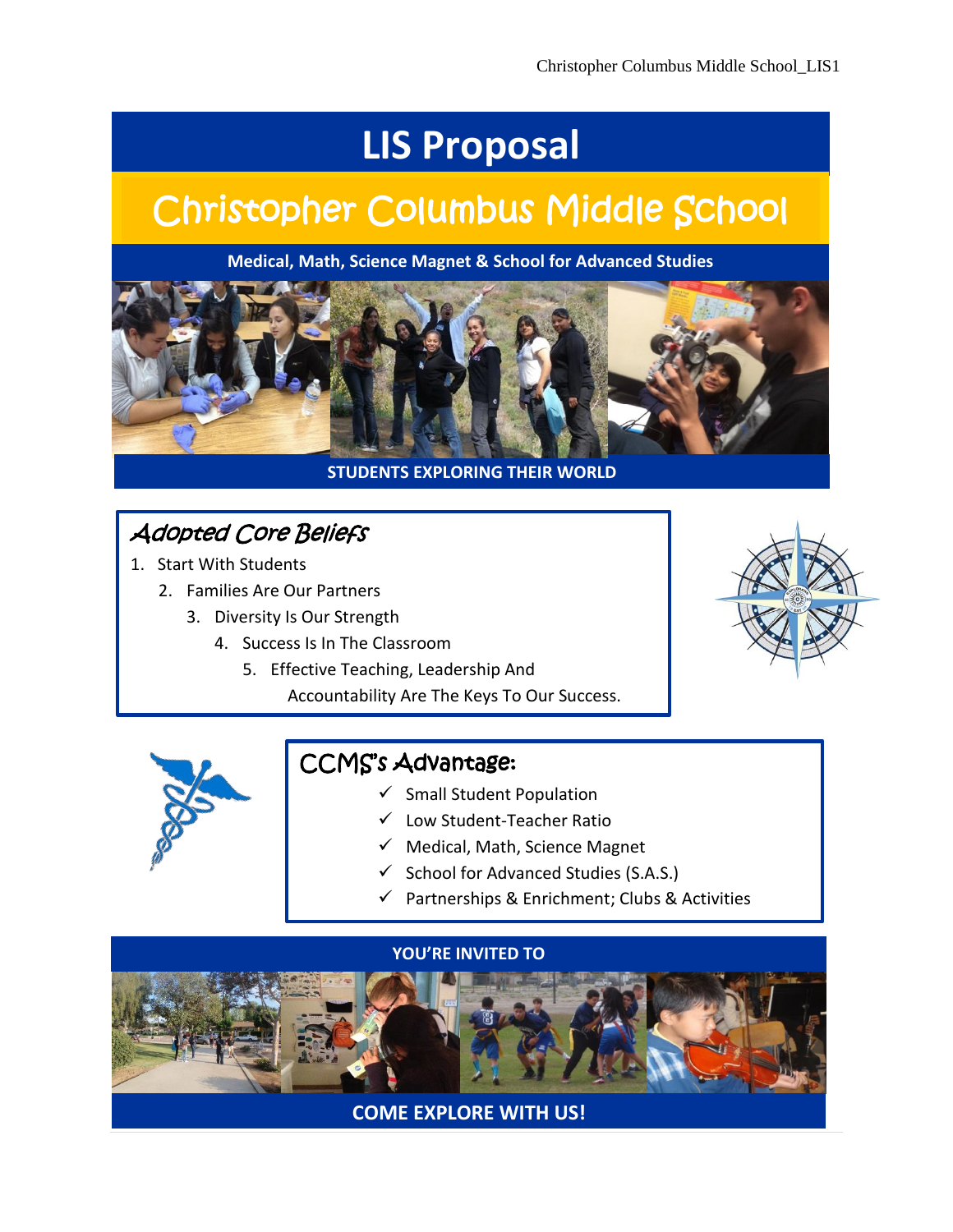# LIS Proposal

## Christopher Columbus Middle School

**Medical, Math, Science Magnet & School for Advanced Studies**

**STUDENTS EXPLORING THEIR WORLD**

### *Adopted Core Beliefs*

1. Start With Students
2. Families Are Our Partners
3. Diversity Is Our Strength
4. Success Is In The Classroom
5. Effective Teaching, Leadership And Accountability Are The Keys To Our Success.

### CCMS's Advantage:

- ✓ Small Student Population
- ✓ Low Student-Teacher Ratio
- ✓ Medical, Math, Science Magnet
- ✓ School for Advanced Studies (S.A.S.)
- ✓ Partnerships & Enrichment; Clubs & Activities

**YOU'RE INVITED TO**

**COME EXPLORE WITH US!**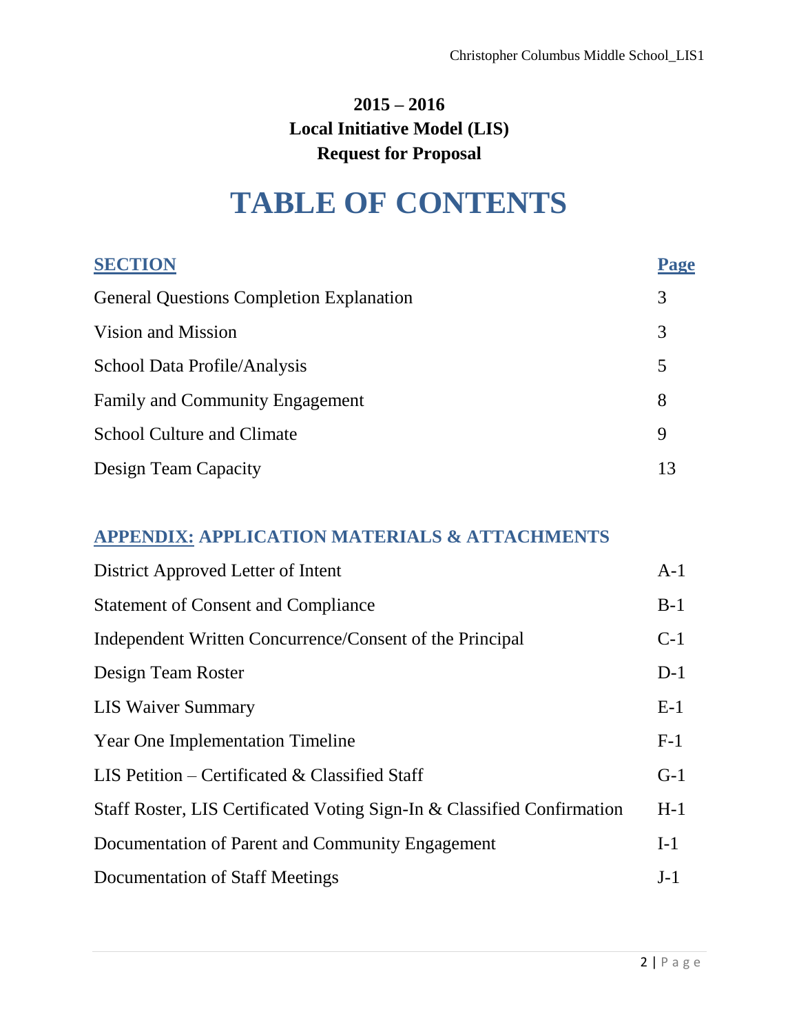**2015 – 2016**
**Local Initiative Model (LIS)**
**Request for Proposal**

# TABLE OF CONTENTS

| SECTION | Page |
|---|---|
| General Questions Completion Explanation | 3 |
| Vision and Mission | 3 |
| School Data Profile/Analysis | 5 |
| Family and Community Engagement | 8 |
| School Culture and Climate | 9 |
| Design Team Capacity | 13 |

## APPENDIX: APPLICATION MATERIALS & ATTACHMENTS

| | |
|---|---|
| District Approved Letter of Intent | A-1 |
| Statement of Consent and Compliance | B-1 |
| Independent Written Concurrence/Consent of the Principal | C-1 |
| Design Team Roster | D-1 |
| LIS Waiver Summary | E-1 |
| Year One Implementation Timeline | F-1 |
| LIS Petition – Certificated & Classified Staff | G-1 |
| Staff Roster, LIS Certificated Voting Sign-In & Classified Confirmation | H-1 |
| Documentation of Parent and Community Engagement | I-1 |
| Documentation of Staff Meetings | J-1 |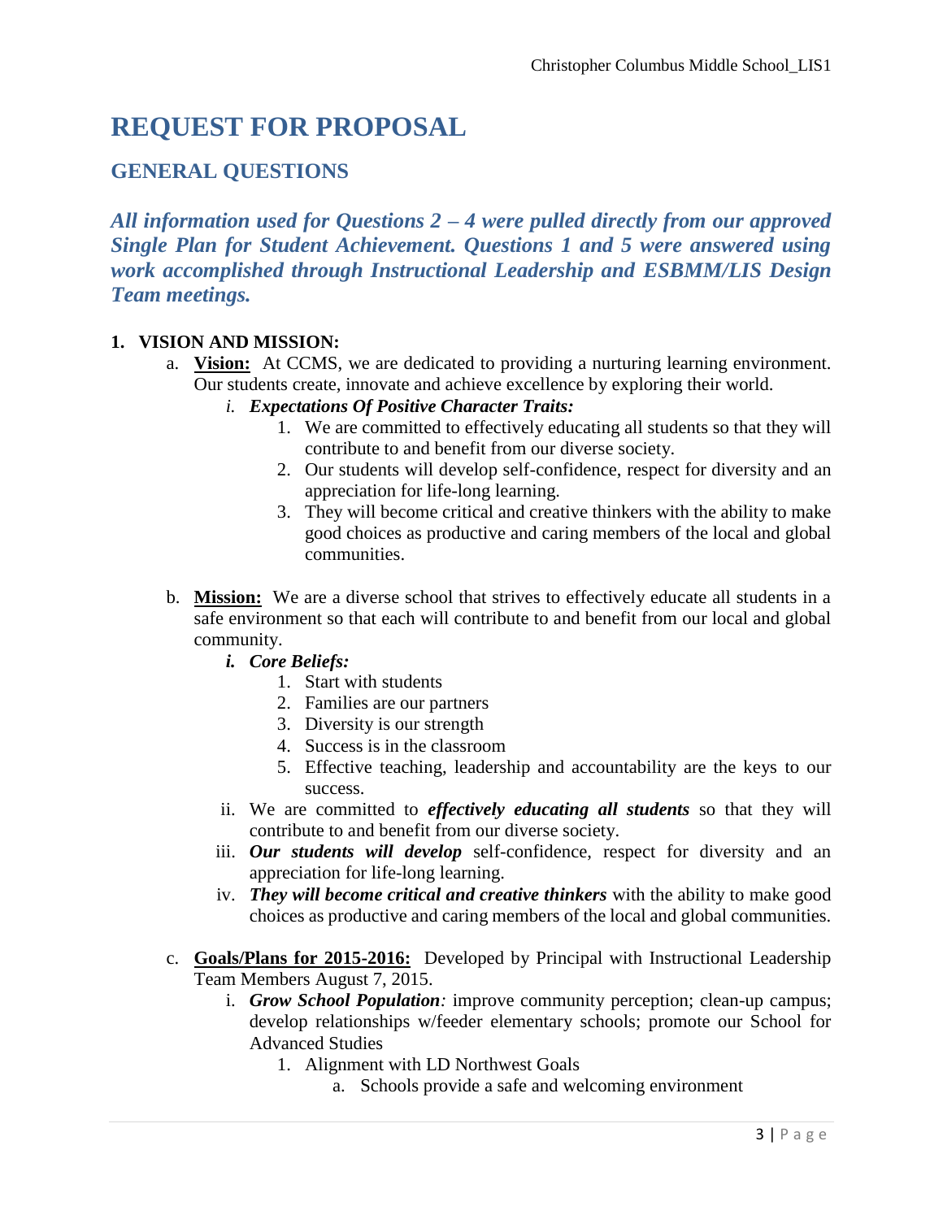# REQUEST FOR PROPOSAL

## GENERAL QUESTIONS

***All information used for Questions 2 – 4 were pulled directly from our approved Single Plan for Student Achievement. Questions 1 and 5 were answered using work accomplished through Instructional Leadership and ESBMM/LIS Design Team meetings.***

**1. VISION AND MISSION:**

a. **Vision:** At CCMS, we are dedicated to providing a nurturing learning environment. Our students create, innovate and achieve excellence by exploring their world.

   i. ***Expectations Of Positive Character Traits:***

      1. We are committed to effectively educating all students so that they will contribute to and benefit from our diverse society.
      2. Our students will develop self-confidence, respect for diversity and an appreciation for life-long learning.
      3. They will become critical and creative thinkers with the ability to make good choices as productive and caring members of the local and global communities.

b. **Mission:** We are a diverse school that strives to effectively educate all students in a safe environment so that each will contribute to and benefit from our local and global community.

   i. ***Core Beliefs:***

      1. Start with students
      2. Families are our partners
      3. Diversity is our strength
      4. Success is in the classroom
      5. Effective teaching, leadership and accountability are the keys to our success.

   ii. We are committed to ***effectively educating all students*** so that they will contribute to and benefit from our diverse society.

   iii. ***Our students will develop*** self-confidence, respect for diversity and an appreciation for life-long learning.

   iv. ***They will become critical and creative thinkers*** with the ability to make good choices as productive and caring members of the local and global communities.

c. **Goals/Plans for 2015-2016:** Developed by Principal with Instructional Leadership Team Members August 7, 2015.

   i. ***Grow School Population****:* improve community perception; clean-up campus; develop relationships w/feeder elementary schools; promote our School for Advanced Studies

      1. Alignment with LD Northwest Goals

         a. Schools provide a safe and welcoming environment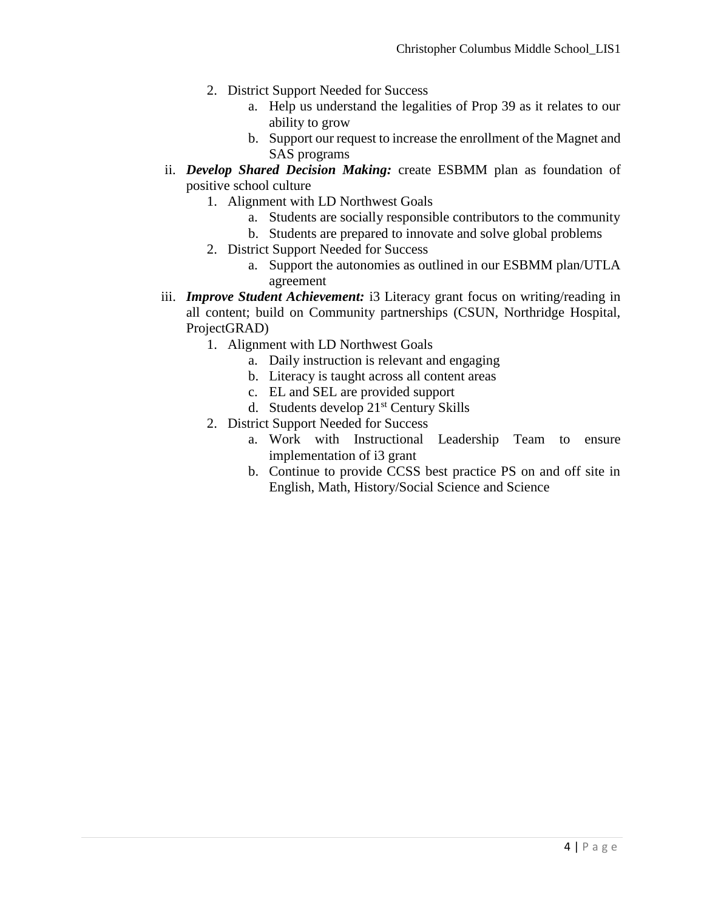2. District Support Needed for Success
    a. Help us understand the legalities of Prop 39 as it relates to our ability to grow
    b. Support our request to increase the enrollment of the Magnet and SAS programs

ii. ***Develop Shared Decision Making:*** create ESBMM plan as foundation of positive school culture

1. Alignment with LD Northwest Goals
    a. Students are socially responsible contributors to the community
    b. Students are prepared to innovate and solve global problems
2. District Support Needed for Success
    a. Support the autonomies as outlined in our ESBMM plan/UTLA agreement

iii. ***Improve Student Achievement:*** i3 Literacy grant focus on writing/reading in all content; build on Community partnerships (CSUN, Northridge Hospital, ProjectGRAD)

1. Alignment with LD Northwest Goals
    a. Daily instruction is relevant and engaging
    b. Literacy is taught across all content areas
    c. EL and SEL are provided support
    d. Students develop 21st Century Skills
2. District Support Needed for Success
    a. Work with Instructional Leadership Team to ensure implementation of i3 grant
    b. Continue to provide CCSS best practice PS on and off site in English, Math, History/Social Science and Science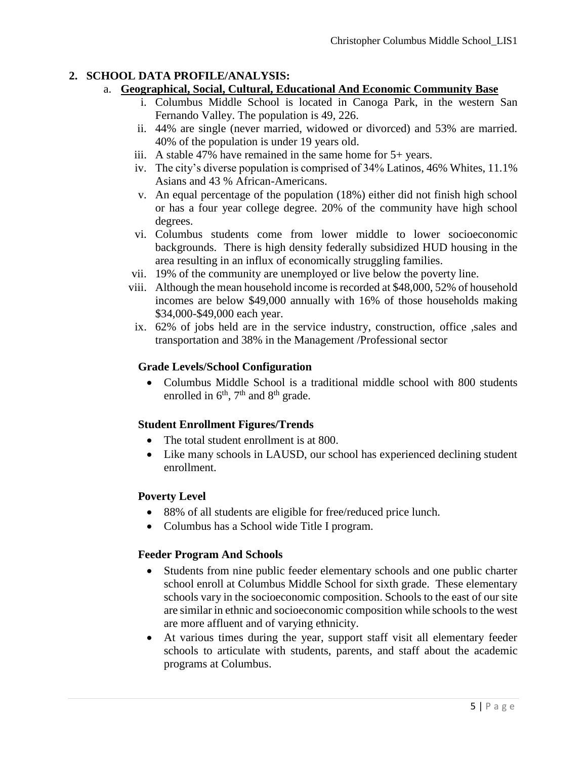## 2. SCHOOL DATA PROFILE/ANALYSIS:

### a. Geographical, Social, Cultural, Educational And Economic Community Base

i. Columbus Middle School is located in Canoga Park, in the western San Fernando Valley. The population is 49, 226.

ii. 44% are single (never married, widowed or divorced) and 53% are married. 40% of the population is under 19 years old.

iii. A stable 47% have remained in the same home for 5+ years.

iv. The city's diverse population is comprised of 34% Latinos, 46% Whites, 11.1% Asians and 43 % African-Americans.

v. An equal percentage of the population (18%) either did not finish high school or has a four year college degree. 20% of the community have high school degrees.

vi. Columbus students come from lower middle to lower socioeconomic backgrounds. There is high density federally subsidized HUD housing in the area resulting in an influx of economically struggling families.

vii. 19% of the community are unemployed or live below the poverty line.

viii. Although the mean household income is recorded at $48,000, 52% of household incomes are below $49,000 annually with 16% of those households making $34,000-$49,000 each year.

ix. 62% of jobs held are in the service industry, construction, office ,sales and transportation and 38% in the Management /Professional sector

**Grade Levels/School Configuration**

- Columbus Middle School is a traditional middle school with 800 students enrolled in 6th, 7th and 8th grade.

**Student Enrollment Figures/Trends**

- The total student enrollment is at 800.
- Like many schools in LAUSD, our school has experienced declining student enrollment.

**Poverty Level**

- 88% of all students are eligible for free/reduced price lunch.
- Columbus has a School wide Title I program.

**Feeder Program And Schools**

- Students from nine public feeder elementary schools and one public charter school enroll at Columbus Middle School for sixth grade. These elementary schools vary in the socioeconomic composition. Schools to the east of our site are similar in ethnic and socioeconomic composition while schools to the west are more affluent and of varying ethnicity.
- At various times during the year, support staff visit all elementary feeder schools to articulate with students, parents, and staff about the academic programs at Columbus.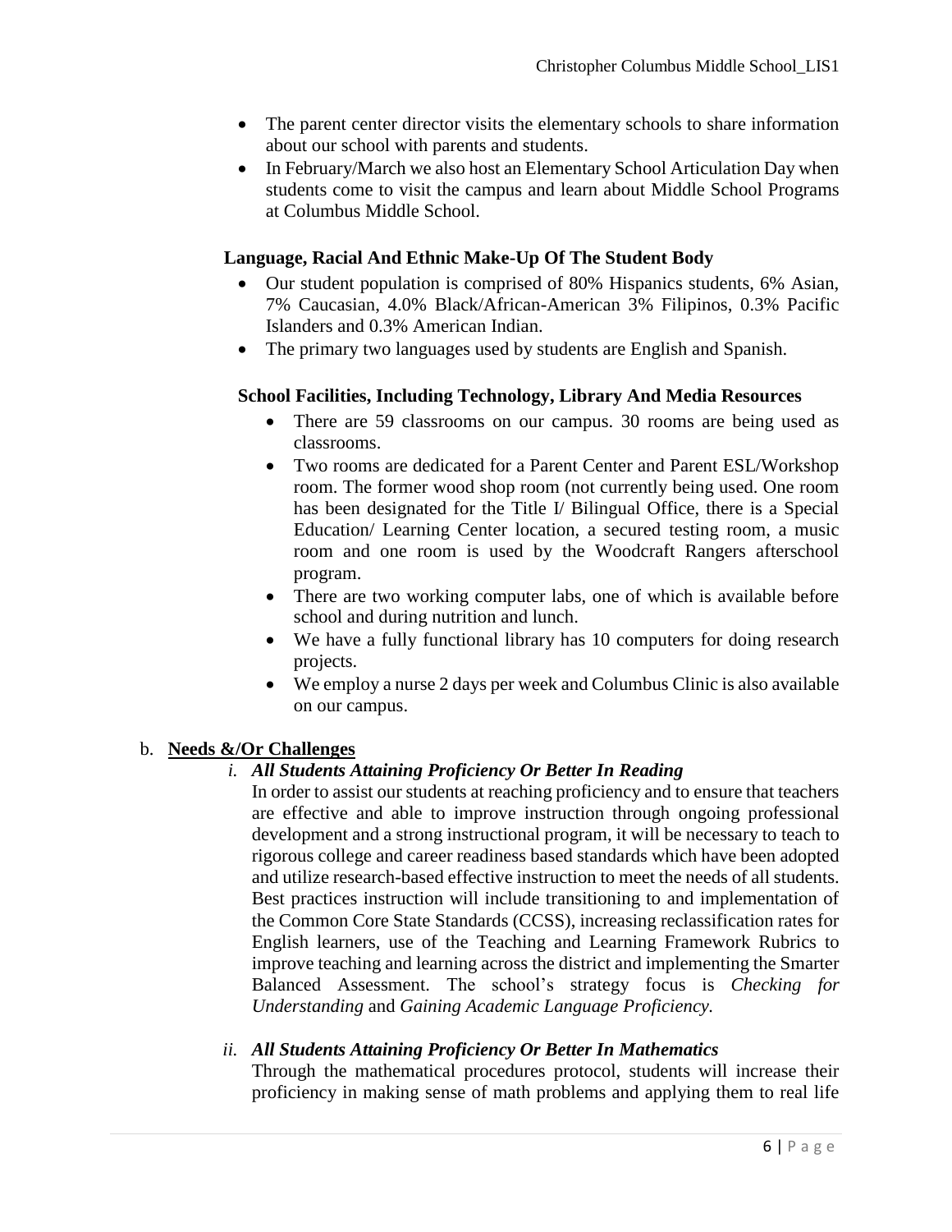- The parent center director visits the elementary schools to share information about our school with parents and students.
- In February/March we also host an Elementary School Articulation Day when students come to visit the campus and learn about Middle School Programs at Columbus Middle School.

**Language, Racial And Ethnic Make-Up Of The Student Body**

- Our student population is comprised of 80% Hispanics students, 6% Asian, 7% Caucasian, 4.0% Black/African-American 3% Filipinos, 0.3% Pacific Islanders and 0.3% American Indian.
- The primary two languages used by students are English and Spanish.

**School Facilities, Including Technology, Library And Media Resources**

- There are 59 classrooms on our campus. 30 rooms are being used as classrooms.
- Two rooms are dedicated for a Parent Center and Parent ESL/Workshop room. The former wood shop room (not currently being used. One room has been designated for the Title I/ Bilingual Office, there is a Special Education/ Learning Center location, a secured testing room, a music room and one room is used by the Woodcraft Rangers afterschool program.
- There are two working computer labs, one of which is available before school and during nutrition and lunch.
- We have a fully functional library has 10 computers for doing research projects.
- We employ a nurse 2 days per week and Columbus Clinic is also available on our campus.

b. **Needs &/Or Challenges**

*i. **All Students Attaining Proficiency Or Better In Reading***

In order to assist our students at reaching proficiency and to ensure that teachers are effective and able to improve instruction through ongoing professional development and a strong instructional program, it will be necessary to teach to rigorous college and career readiness based standards which have been adopted and utilize research-based effective instruction to meet the needs of all students. Best practices instruction will include transitioning to and implementation of the Common Core State Standards (CCSS), increasing reclassification rates for English learners, use of the Teaching and Learning Framework Rubrics to improve teaching and learning across the district and implementing the Smarter Balanced Assessment. The school's strategy focus is *Checking for Understanding* and *Gaining Academic Language Proficiency.*

*ii. **All Students Attaining Proficiency Or Better In Mathematics***

Through the mathematical procedures protocol, students will increase their proficiency in making sense of math problems and applying them to real life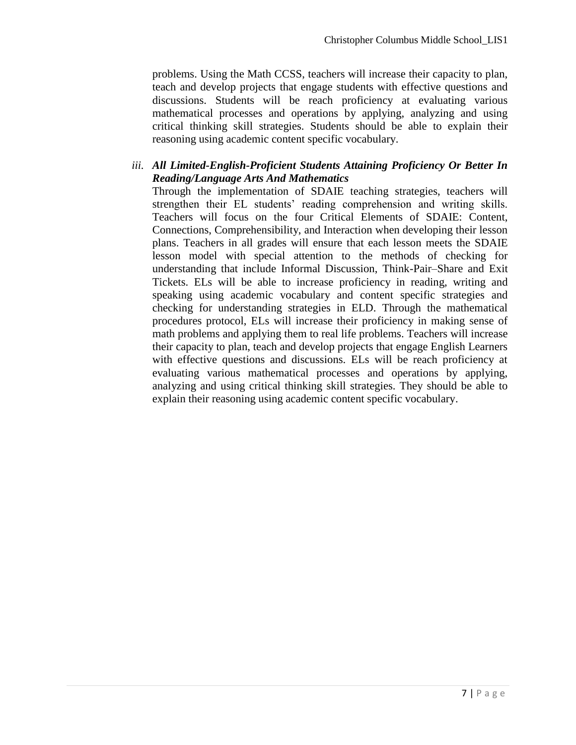problems. Using the Math CCSS, teachers will increase their capacity to plan, teach and develop projects that engage students with effective questions and discussions. Students will be reach proficiency at evaluating various mathematical processes and operations by applying, analyzing and using critical thinking skill strategies. Students should be able to explain their reasoning using academic content specific vocabulary.

*iii.* ***All Limited-English-Proficient Students Attaining Proficiency Or Better In Reading/Language Arts And Mathematics***

Through the implementation of SDAIE teaching strategies, teachers will strengthen their EL students' reading comprehension and writing skills. Teachers will focus on the four Critical Elements of SDAIE: Content, Connections, Comprehensibility, and Interaction when developing their lesson plans. Teachers in all grades will ensure that each lesson meets the SDAIE lesson model with special attention to the methods of checking for understanding that include Informal Discussion, Think-Pair–Share and Exit Tickets. ELs will be able to increase proficiency in reading, writing and speaking using academic vocabulary and content specific strategies and checking for understanding strategies in ELD. Through the mathematical procedures protocol, ELs will increase their proficiency in making sense of math problems and applying them to real life problems. Teachers will increase their capacity to plan, teach and develop projects that engage English Learners with effective questions and discussions. ELs will be reach proficiency at evaluating various mathematical processes and operations by applying, analyzing and using critical thinking skill strategies. They should be able to explain their reasoning using academic content specific vocabulary.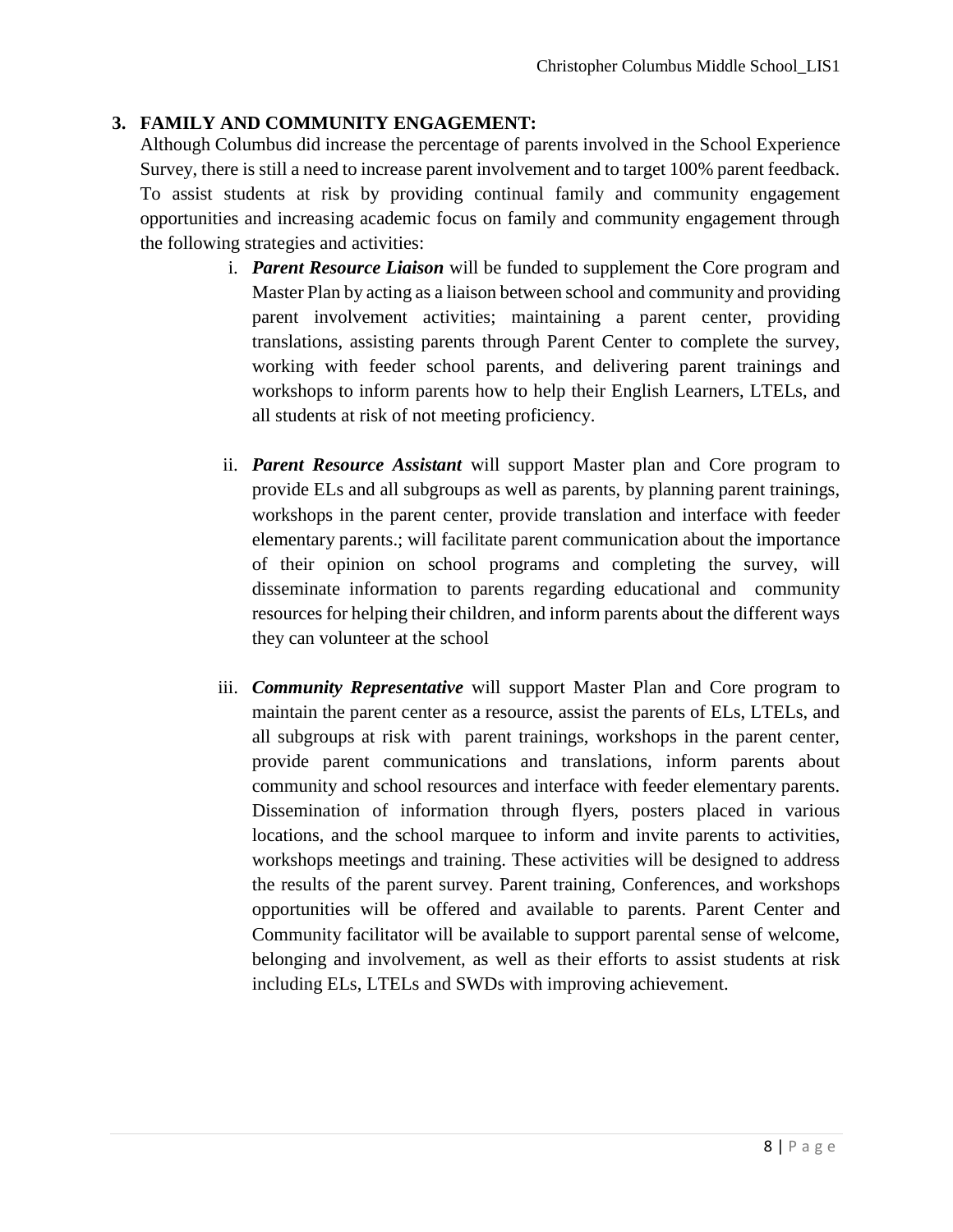## 3. FAMILY AND COMMUNITY ENGAGEMENT:

Although Columbus did increase the percentage of parents involved in the School Experience Survey, there is still a need to increase parent involvement and to target 100% parent feedback. To assist students at risk by providing continual family and community engagement opportunities and increasing academic focus on family and community engagement through the following strategies and activities:

i. ***Parent Resource Liaison*** will be funded to supplement the Core program and Master Plan by acting as a liaison between school and community and providing parent involvement activities; maintaining a parent center, providing translations, assisting parents through Parent Center to complete the survey, working with feeder school parents, and delivering parent trainings and workshops to inform parents how to help their English Learners, LTELs, and all students at risk of not meeting proficiency.

ii. ***Parent Resource Assistant*** will support Master plan and Core program to provide ELs and all subgroups as well as parents, by planning parent trainings, workshops in the parent center, provide translation and interface with feeder elementary parents.; will facilitate parent communication about the importance of their opinion on school programs and completing the survey, will disseminate information to parents regarding educational and community resources for helping their children, and inform parents about the different ways they can volunteer at the school

iii. ***Community Representative*** will support Master Plan and Core program to maintain the parent center as a resource, assist the parents of ELs, LTELs, and all subgroups at risk with parent trainings, workshops in the parent center, provide parent communications and translations, inform parents about community and school resources and interface with feeder elementary parents. Dissemination of information through flyers, posters placed in various locations, and the school marquee to inform and invite parents to activities, workshops meetings and training. These activities will be designed to address the results of the parent survey. Parent training, Conferences, and workshops opportunities will be offered and available to parents. Parent Center and Community facilitator will be available to support parental sense of welcome, belonging and involvement, as well as their efforts to assist students at risk including ELs, LTELs and SWDs with improving achievement.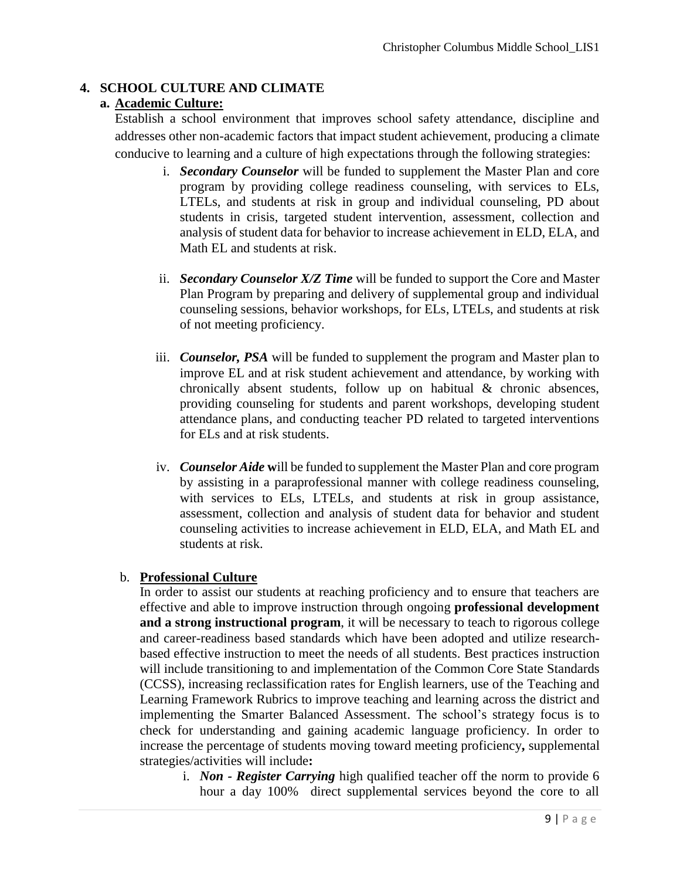## 4. SCHOOL CULTURE AND CLIMATE

### a. Academic Culture:

Establish a school environment that improves school safety attendance, discipline and addresses other non-academic factors that impact student achievement, producing a climate conducive to learning and a culture of high expectations through the following strategies:

i. ***Secondary Counselor*** will be funded to supplement the Master Plan and core program by providing college readiness counseling, with services to ELs, LTELs, and students at risk in group and individual counseling, PD about students in crisis, targeted student intervention, assessment, collection and analysis of student data for behavior to increase achievement in ELD, ELA, and Math EL and students at risk.

ii. ***Secondary Counselor X/Z Time*** will be funded to support the Core and Master Plan Program by preparing and delivery of supplemental group and individual counseling sessions, behavior workshops, for ELs, LTELs, and students at risk of not meeting proficiency.

iii. ***Counselor, PSA*** will be funded to supplement the program and Master plan to improve EL and at risk student achievement and attendance, by working with chronically absent students, follow up on habitual & chronic absences, providing counseling for students and parent workshops, developing student attendance plans, and conducting teacher PD related to targeted interventions for ELs and at risk students.

iv. ***Counselor Aide* w**ill be funded to supplement the Master Plan and core program by assisting in a paraprofessional manner with college readiness counseling, with services to ELs, LTELs, and students at risk in group assistance, assessment, collection and analysis of student data for behavior and student counseling activities to increase achievement in ELD, ELA, and Math EL and students at risk.

### b. Professional Culture

In order to assist our students at reaching proficiency and to ensure that teachers are effective and able to improve instruction through ongoing **professional development and a strong instructional program**, it will be necessary to teach to rigorous college and career-readiness based standards which have been adopted and utilize research-based effective instruction to meet the needs of all students. Best practices instruction will include transitioning to and implementation of the Common Core State Standards (CCSS), increasing reclassification rates for English learners, use of the Teaching and Learning Framework Rubrics to improve teaching and learning across the district and implementing the Smarter Balanced Assessment. The school's strategy focus is to check for understanding and gaining academic language proficiency. In order to increase the percentage of students moving toward meeting proficiency**,** supplemental strategies/activities will include**:**

i. ***Non - Register Carrying*** high qualified teacher off the norm to provide 6 hour a day 100% direct supplemental services beyond the core to all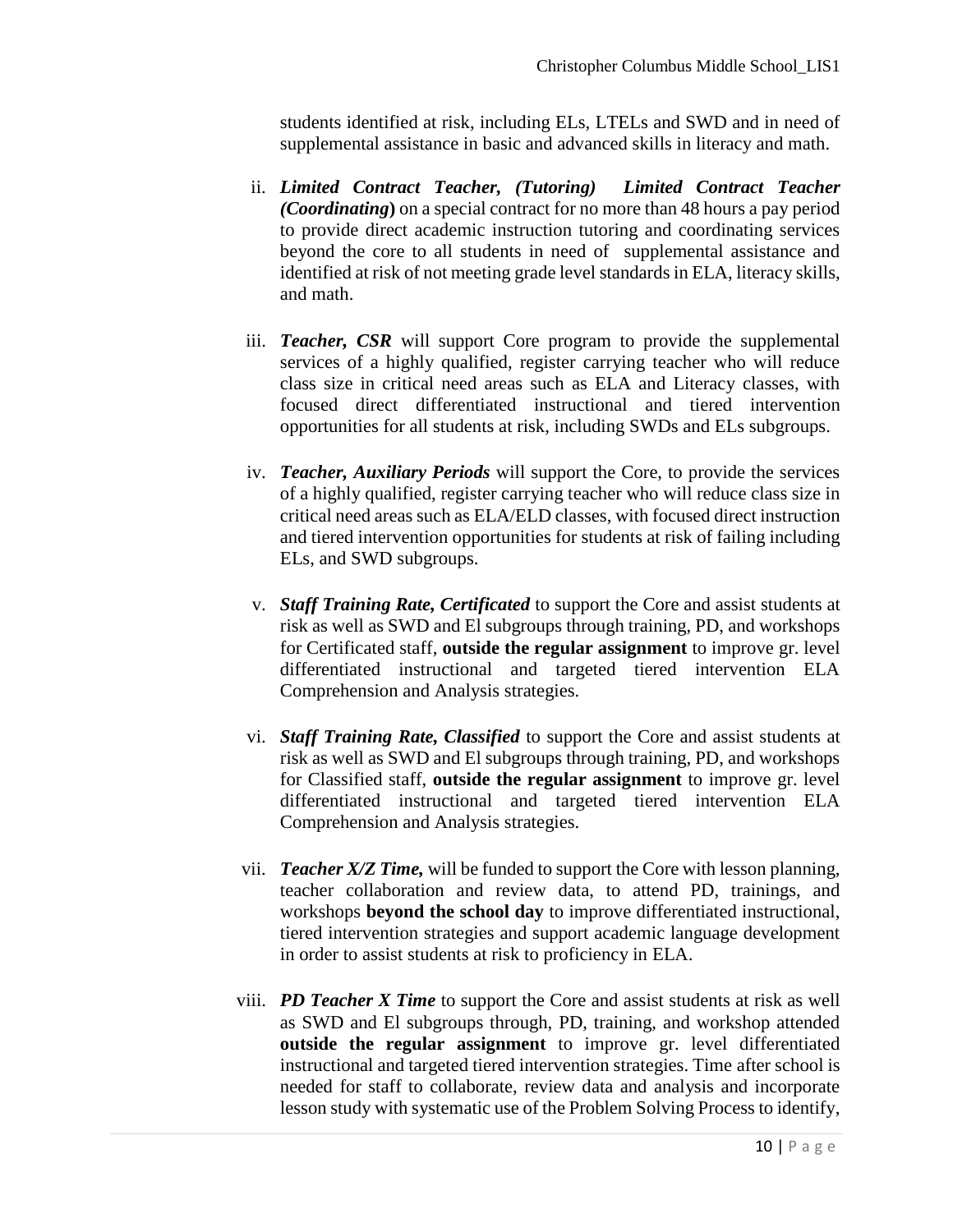students identified at risk, including ELs, LTELs and SWD and in need of supplemental assistance in basic and advanced skills in literacy and math.

ii. ***Limited Contract Teacher, (Tutoring) Limited Contract Teacher (Coordinating)*** on a special contract for no more than 48 hours a pay period to provide direct academic instruction tutoring and coordinating services beyond the core to all students in need of supplemental assistance and identified at risk of not meeting grade level standards in ELA, literacy skills, and math.

iii. ***Teacher, CSR*** will support Core program to provide the supplemental services of a highly qualified, register carrying teacher who will reduce class size in critical need areas such as ELA and Literacy classes, with focused direct differentiated instructional and tiered intervention opportunities for all students at risk, including SWDs and ELs subgroups.

iv. ***Teacher, Auxiliary Periods*** will support the Core, to provide the services of a highly qualified, register carrying teacher who will reduce class size in critical need areas such as ELA/ELD classes, with focused direct instruction and tiered intervention opportunities for students at risk of failing including ELs, and SWD subgroups.

v. ***Staff Training Rate, Certificated*** to support the Core and assist students at risk as well as SWD and El subgroups through training, PD, and workshops for Certificated staff, **outside the regular assignment** to improve gr. level differentiated instructional and targeted tiered intervention ELA Comprehension and Analysis strategies.

vi. ***Staff Training Rate, Classified*** to support the Core and assist students at risk as well as SWD and El subgroups through training, PD, and workshops for Classified staff, **outside the regular assignment** to improve gr. level differentiated instructional and targeted tiered intervention ELA Comprehension and Analysis strategies.

vii. ***Teacher X/Z Time,*** will be funded to support the Core with lesson planning, teacher collaboration and review data, to attend PD, trainings, and workshops **beyond the school day** to improve differentiated instructional, tiered intervention strategies and support academic language development in order to assist students at risk to proficiency in ELA.

viii. ***PD Teacher X Time*** to support the Core and assist students at risk as well as SWD and El subgroups through, PD, training, and workshop attended **outside the regular assignment** to improve gr. level differentiated instructional and targeted tiered intervention strategies. Time after school is needed for staff to collaborate, review data and analysis and incorporate lesson study with systematic use of the Problem Solving Process to identify,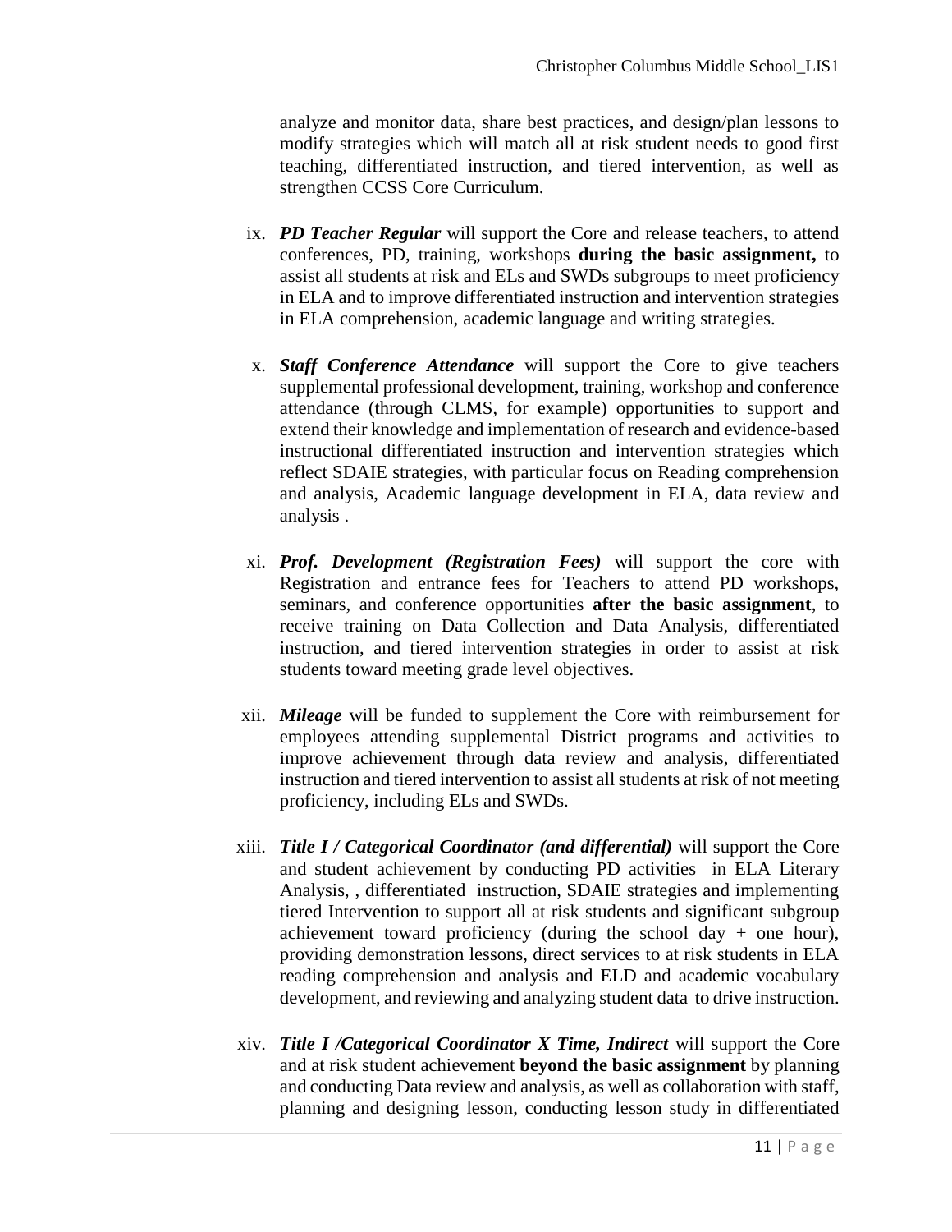analyze and monitor data, share best practices, and design/plan lessons to modify strategies which will match all at risk student needs to good first teaching, differentiated instruction, and tiered intervention, as well as strengthen CCSS Core Curriculum.

ix. ***PD Teacher Regular*** will support the Core and release teachers, to attend conferences, PD, training, workshops **during the basic assignment,** to assist all students at risk and ELs and SWDs subgroups to meet proficiency in ELA and to improve differentiated instruction and intervention strategies in ELA comprehension, academic language and writing strategies.

x. ***Staff Conference Attendance*** will support the Core to give teachers supplemental professional development, training, workshop and conference attendance (through CLMS, for example) opportunities to support and extend their knowledge and implementation of research and evidence-based instructional differentiated instruction and intervention strategies which reflect SDAIE strategies, with particular focus on Reading comprehension and analysis, Academic language development in ELA, data review and analysis .

xi. ***Prof. Development (Registration Fees)*** will support the core with Registration and entrance fees for Teachers to attend PD workshops, seminars, and conference opportunities **after the basic assignment**, to receive training on Data Collection and Data Analysis, differentiated instruction, and tiered intervention strategies in order to assist at risk students toward meeting grade level objectives.

xii. ***Mileage*** will be funded to supplement the Core with reimbursement for employees attending supplemental District programs and activities to improve achievement through data review and analysis, differentiated instruction and tiered intervention to assist all students at risk of not meeting proficiency, including ELs and SWDs.

xiii. ***Title I / Categorical Coordinator (and differential)*** will support the Core and student achievement by conducting PD activities in ELA Literary Analysis, , differentiated instruction, SDAIE strategies and implementing tiered Intervention to support all at risk students and significant subgroup achievement toward proficiency (during the school day + one hour), providing demonstration lessons, direct services to at risk students in ELA reading comprehension and analysis and ELD and academic vocabulary development, and reviewing and analyzing student data to drive instruction.

xiv. ***Title I /Categorical Coordinator X Time, Indirect*** will support the Core and at risk student achievement **beyond the basic assignment** by planning and conducting Data review and analysis, as well as collaboration with staff, planning and designing lesson, conducting lesson study in differentiated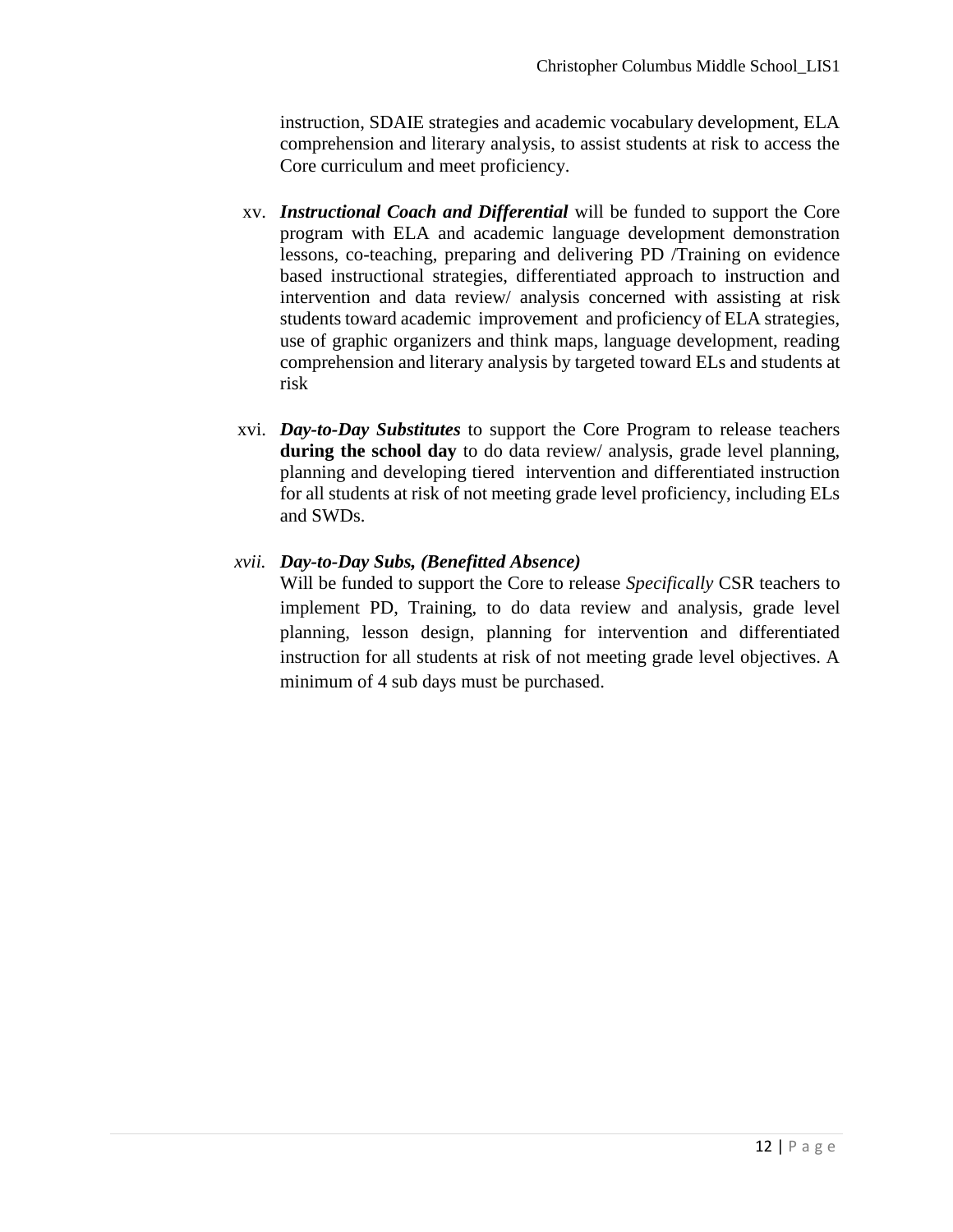instruction, SDAIE strategies and academic vocabulary development, ELA comprehension and literary analysis, to assist students at risk to access the Core curriculum and meet proficiency.

xv. ***Instructional Coach and Differential*** will be funded to support the Core program with ELA and academic language development demonstration lessons, co-teaching, preparing and delivering PD /Training on evidence based instructional strategies, differentiated approach to instruction and intervention and data review/ analysis concerned with assisting at risk students toward academic improvement and proficiency of ELA strategies, use of graphic organizers and think maps, language development, reading comprehension and literary analysis by targeted toward ELs and students at risk

xvi. ***Day-to-Day Substitutes*** to support the Core Program to release teachers **during the school day** to do data review/ analysis, grade level planning, planning and developing tiered intervention and differentiated instruction for all students at risk of not meeting grade level proficiency, including ELs and SWDs.

*xvii.* ***Day-to-Day Subs, (Benefitted Absence)***
Will be funded to support the Core to release *Specifically* CSR teachers to implement PD, Training, to do data review and analysis, grade level planning, lesson design, planning for intervention and differentiated instruction for all students at risk of not meeting grade level objectives. A minimum of 4 sub days must be purchased.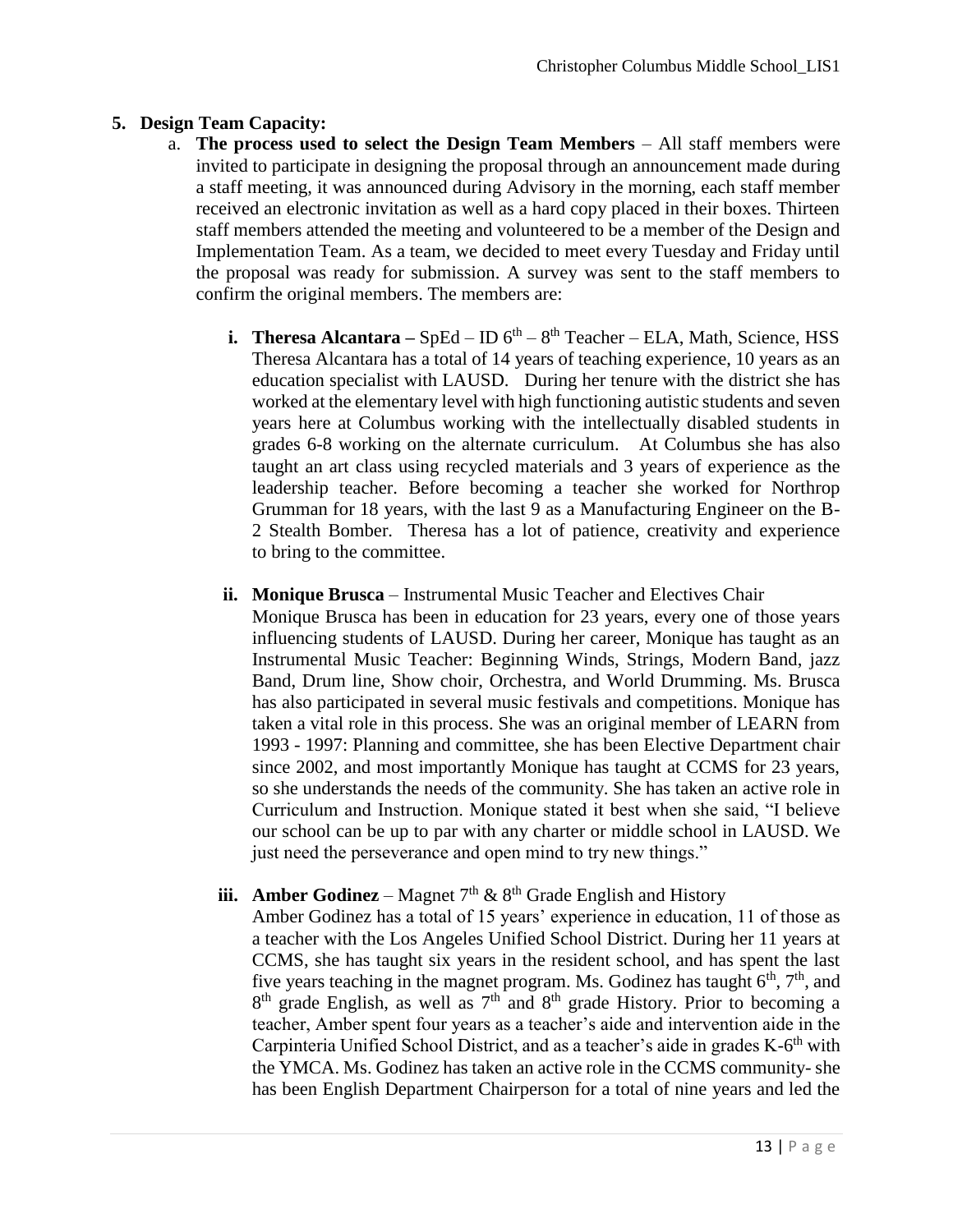**5. Design Team Capacity:**

a. **The process used to select the Design Team Members** – All staff members were invited to participate in designing the proposal through an announcement made during a staff meeting, it was announced during Advisory in the morning, each staff member received an electronic invitation as well as a hard copy placed in their boxes. Thirteen staff members attended the meeting and volunteered to be a member of the Design and Implementation Team. As a team, we decided to meet every Tuesday and Friday until the proposal was ready for submission. A survey was sent to the staff members to confirm the original members. The members are:

**i. Theresa Alcantara –** SpEd – ID 6th – 8th Teacher – ELA, Math, Science, HSS
Theresa Alcantara has a total of 14 years of teaching experience, 10 years as an education specialist with LAUSD. During her tenure with the district she has worked at the elementary level with high functioning autistic students and seven years here at Columbus working with the intellectually disabled students in grades 6-8 working on the alternate curriculum. At Columbus she has also taught an art class using recycled materials and 3 years of experience as the leadership teacher. Before becoming a teacher she worked for Northrop Grumman for 18 years, with the last 9 as a Manufacturing Engineer on the B-2 Stealth Bomber. Theresa has a lot of patience, creativity and experience to bring to the committee.

**ii. Monique Brusca** – Instrumental Music Teacher and Electives Chair
Monique Brusca has been in education for 23 years, every one of those years influencing students of LAUSD. During her career, Monique has taught as an Instrumental Music Teacher: Beginning Winds, Strings, Modern Band, jazz Band, Drum line, Show choir, Orchestra, and World Drumming. Ms. Brusca has also participated in several music festivals and competitions. Monique has taken a vital role in this process. She was an original member of LEARN from 1993 - 1997: Planning and committee, she has been Elective Department chair since 2002, and most importantly Monique has taught at CCMS for 23 years, so she understands the needs of the community. She has taken an active role in Curriculum and Instruction. Monique stated it best when she said, "I believe our school can be up to par with any charter or middle school in LAUSD. We just need the perseverance and open mind to try new things."

**iii. Amber Godinez** – Magnet 7th & 8th Grade English and History
Amber Godinez has a total of 15 years' experience in education, 11 of those as a teacher with the Los Angeles Unified School District. During her 11 years at CCMS, she has taught six years in the resident school, and has spent the last five years teaching in the magnet program. Ms. Godinez has taught 6th, 7th, and 8th grade English, as well as 7th and 8th grade History. Prior to becoming a teacher, Amber spent four years as a teacher's aide and intervention aide in the Carpinteria Unified School District, and as a teacher's aide in grades K-6th with the YMCA. Ms. Godinez has taken an active role in the CCMS community- she has been English Department Chairperson for a total of nine years and led the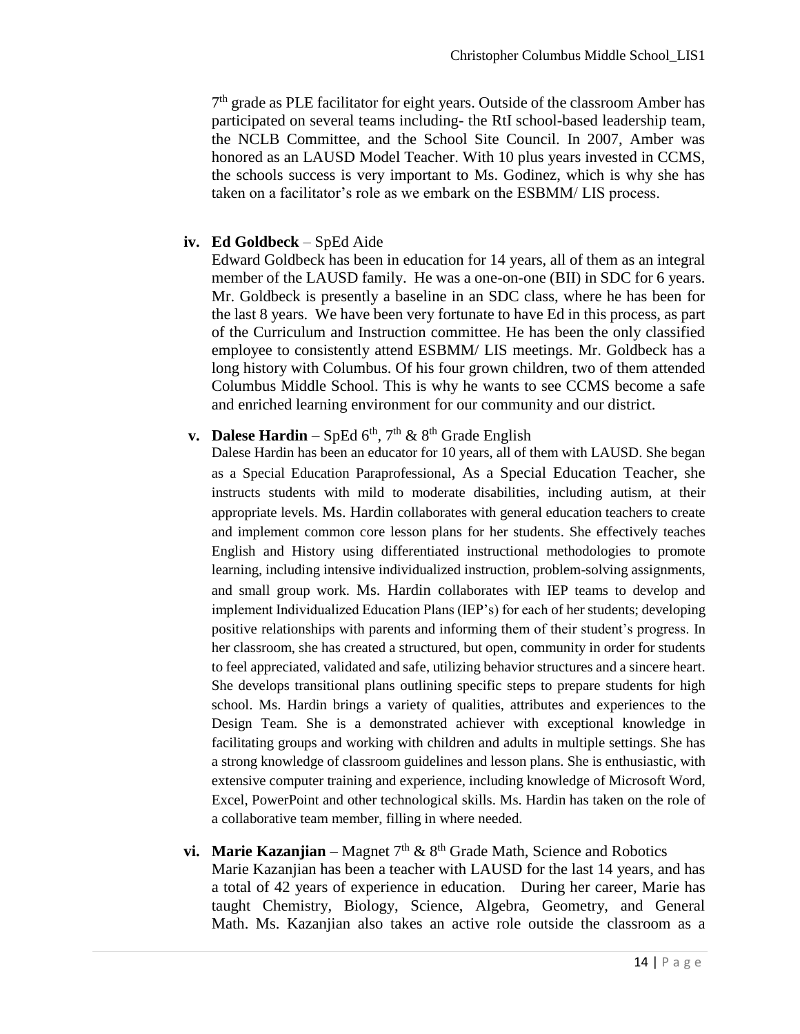7th grade as PLE facilitator for eight years. Outside of the classroom Amber has participated on several teams including- the RtI school-based leadership team, the NCLB Committee, and the School Site Council. In 2007, Amber was honored as an LAUSD Model Teacher. With 10 plus years invested in CCMS, the schools success is very important to Ms. Godinez, which is why she has taken on a facilitator's role as we embark on the ESBMM/ LIS process.

iv. **Ed Goldbeck** – SpEd Aide

Edward Goldbeck has been in education for 14 years, all of them as an integral member of the LAUSD family. He was a one-on-one (BII) in SDC for 6 years. Mr. Goldbeck is presently a baseline in an SDC class, where he has been for the last 8 years. We have been very fortunate to have Ed in this process, as part of the Curriculum and Instruction committee. He has been the only classified employee to consistently attend ESBMM/ LIS meetings. Mr. Goldbeck has a long history with Columbus. Of his four grown children, two of them attended Columbus Middle School. This is why he wants to see CCMS become a safe and enriched learning environment for our community and our district.

v. **Dalese Hardin** – SpEd 6th, 7th & 8th Grade English

Dalese Hardin has been an educator for 10 years, all of them with LAUSD. She began as a Special Education Paraprofessional, As a Special Education Teacher, she instructs students with mild to moderate disabilities, including autism, at their appropriate levels. Ms. Hardin collaborates with general education teachers to create and implement common core lesson plans for her students. She effectively teaches English and History using differentiated instructional methodologies to promote learning, including intensive individualized instruction, problem-solving assignments, and small group work. Ms. Hardin collaborates with IEP teams to develop and implement Individualized Education Plans (IEP's) for each of her students; developing positive relationships with parents and informing them of their student's progress. In her classroom, she has created a structured, but open, community in order for students to feel appreciated, validated and safe, utilizing behavior structures and a sincere heart. She develops transitional plans outlining specific steps to prepare students for high school. Ms. Hardin brings a variety of qualities, attributes and experiences to the Design Team. She is a demonstrated achiever with exceptional knowledge in facilitating groups and working with children and adults in multiple settings. She has a strong knowledge of classroom guidelines and lesson plans. She is enthusiastic, with extensive computer training and experience, including knowledge of Microsoft Word, Excel, PowerPoint and other technological skills. Ms. Hardin has taken on the role of a collaborative team member, filling in where needed.

vi. **Marie Kazanjian** – Magnet 7th & 8th Grade Math, Science and Robotics

Marie Kazanjian has been a teacher with LAUSD for the last 14 years, and has a total of 42 years of experience in education. During her career, Marie has taught Chemistry, Biology, Science, Algebra, Geometry, and General Math. Ms. Kazanjian also takes an active role outside the classroom as a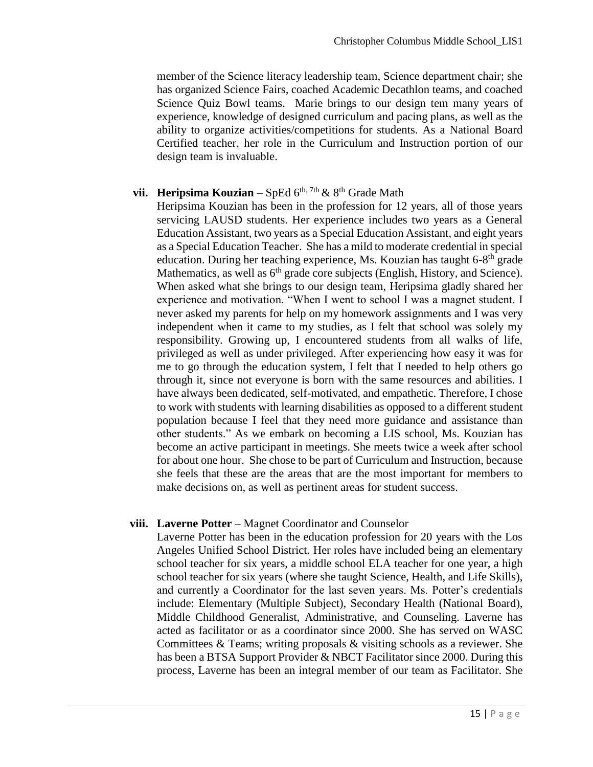member of the Science literacy leadership team, Science department chair; she has organized Science Fairs, coached Academic Decathlon teams, and coached Science Quiz Bowl teams. Marie brings to our design tem many years of experience, knowledge of designed curriculum and pacing plans, as well as the ability to organize activities/competitions for students. As a National Board Certified teacher, her role in the Curriculum and Instruction portion of our design team is invaluable.

**vii. Heripsima Kouzian** – SpEd 6th, 7th & 8th Grade Math

Heripsima Kouzian has been in the profession for 12 years, all of those years servicing LAUSD students. Her experience includes two years as a General Education Assistant, two years as a Special Education Assistant, and eight years as a Special Education Teacher. She has a mild to moderate credential in special education. During her teaching experience, Ms. Kouzian has taught 6-8th grade Mathematics, as well as 6th grade core subjects (English, History, and Science). When asked what she brings to our design team, Heripsima gladly shared her experience and motivation. "When I went to school I was a magnet student. I never asked my parents for help on my homework assignments and I was very independent when it came to my studies, as I felt that school was solely my responsibility. Growing up, I encountered students from all walks of life, privileged as well as under privileged. After experiencing how easy it was for me to go through the education system, I felt that I needed to help others go through it, since not everyone is born with the same resources and abilities. I have always been dedicated, self-motivated, and empathetic. Therefore, I chose to work with students with learning disabilities as opposed to a different student population because I feel that they need more guidance and assistance than other students." As we embark on becoming a LIS school, Ms. Kouzian has become an active participant in meetings. She meets twice a week after school for about one hour. She chose to be part of Curriculum and Instruction, because she feels that these are the areas that are the most important for members to make decisions on, as well as pertinent areas for student success.

**viii. Laverne Potter** – Magnet Coordinator and Counselor

Laverne Potter has been in the education profession for 20 years with the Los Angeles Unified School District. Her roles have included being an elementary school teacher for six years, a middle school ELA teacher for one year, a high school teacher for six years (where she taught Science, Health, and Life Skills), and currently a Coordinator for the last seven years. Ms. Potter's credentials include: Elementary (Multiple Subject), Secondary Health (National Board), Middle Childhood Generalist, Administrative, and Counseling. Laverne has acted as facilitator or as a coordinator since 2000. She has served on WASC Committees & Teams; writing proposals & visiting schools as a reviewer. She has been a BTSA Support Provider & NBCT Facilitator since 2000. During this process, Laverne has been an integral member of our team as Facilitator. She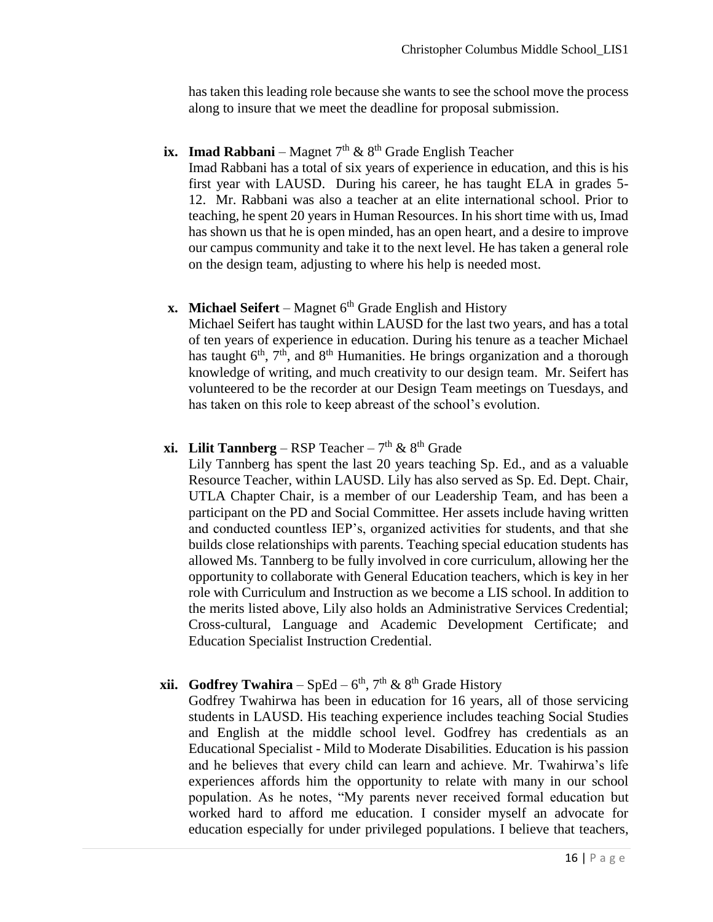has taken this leading role because she wants to see the school move the process along to insure that we meet the deadline for proposal submission.

ix. **Imad Rabbani** – Magnet 7th & 8th Grade English Teacher
Imad Rabbani has a total of six years of experience in education, and this is his first year with LAUSD. During his career, he has taught ELA in grades 5-12. Mr. Rabbani was also a teacher at an elite international school. Prior to teaching, he spent 20 years in Human Resources. In his short time with us, Imad has shown us that he is open minded, has an open heart, and a desire to improve our campus community and take it to the next level. He has taken a general role on the design team, adjusting to where his help is needed most.

x. **Michael Seifert** – Magnet 6th Grade English and History
Michael Seifert has taught within LAUSD for the last two years, and has a total of ten years of experience in education. During his tenure as a teacher Michael has taught 6th, 7th, and 8th Humanities. He brings organization and a thorough knowledge of writing, and much creativity to our design team. Mr. Seifert has volunteered to be the recorder at our Design Team meetings on Tuesdays, and has taken on this role to keep abreast of the school's evolution.

xi. **Lilit Tannberg** – RSP Teacher – 7th & 8th Grade
Lily Tannberg has spent the last 20 years teaching Sp. Ed., and as a valuable Resource Teacher, within LAUSD. Lily has also served as Sp. Ed. Dept. Chair, UTLA Chapter Chair, is a member of our Leadership Team, and has been a participant on the PD and Social Committee. Her assets include having written and conducted countless IEP's, organized activities for students, and that she builds close relationships with parents. Teaching special education students has allowed Ms. Tannberg to be fully involved in core curriculum, allowing her the opportunity to collaborate with General Education teachers, which is key in her role with Curriculum and Instruction as we become a LIS school. In addition to the merits listed above, Lily also holds an Administrative Services Credential; Cross-cultural, Language and Academic Development Certificate; and Education Specialist Instruction Credential.

xii. **Godfrey Twahira** – SpEd – 6th, 7th & 8th Grade History
Godfrey Twahirwa has been in education for 16 years, all of those servicing students in LAUSD. His teaching experience includes teaching Social Studies and English at the middle school level. Godfrey has credentials as an Educational Specialist - Mild to Moderate Disabilities. Education is his passion and he believes that every child can learn and achieve. Mr. Twahirwa's life experiences affords him the opportunity to relate with many in our school population. As he notes, "My parents never received formal education but worked hard to afford me education. I consider myself an advocate for education especially for under privileged populations. I believe that teachers,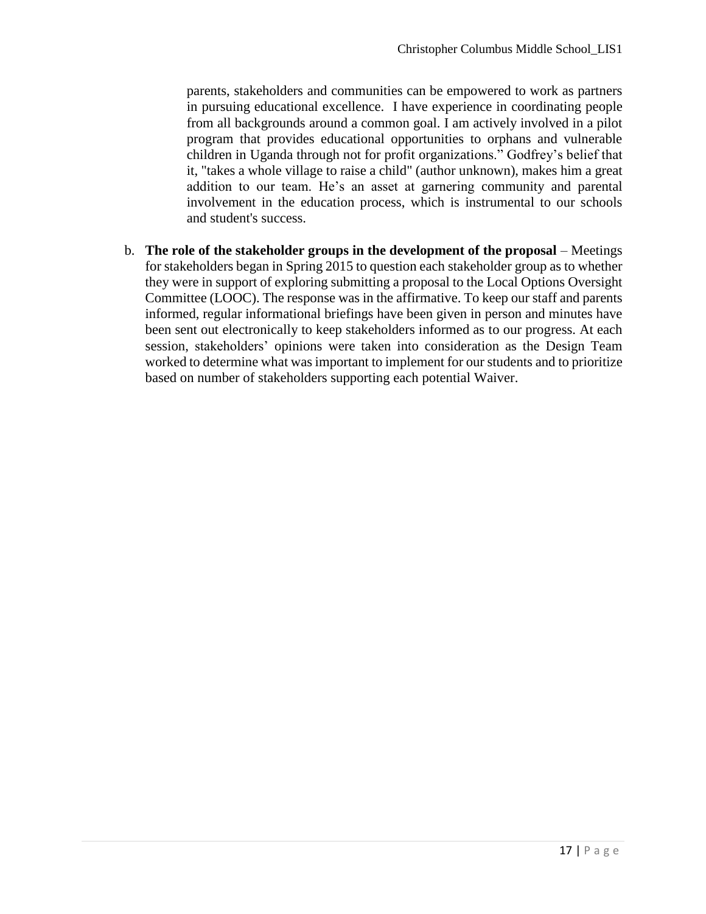parents, stakeholders and communities can be empowered to work as partners in pursuing educational excellence. I have experience in coordinating people from all backgrounds around a common goal. I am actively involved in a pilot program that provides educational opportunities to orphans and vulnerable children in Uganda through not for profit organizations." Godfrey's belief that it, "takes a whole village to raise a child" (author unknown), makes him a great addition to our team. He's an asset at garnering community and parental involvement in the education process, which is instrumental to our schools and student's success.

b. **The role of the stakeholder groups in the development of the proposal** – Meetings for stakeholders began in Spring 2015 to question each stakeholder group as to whether they were in support of exploring submitting a proposal to the Local Options Oversight Committee (LOOC). The response was in the affirmative. To keep our staff and parents informed, regular informational briefings have been given in person and minutes have been sent out electronically to keep stakeholders informed as to our progress. At each session, stakeholders' opinions were taken into consideration as the Design Team worked to determine what was important to implement for our students and to prioritize based on number of stakeholders supporting each potential Waiver.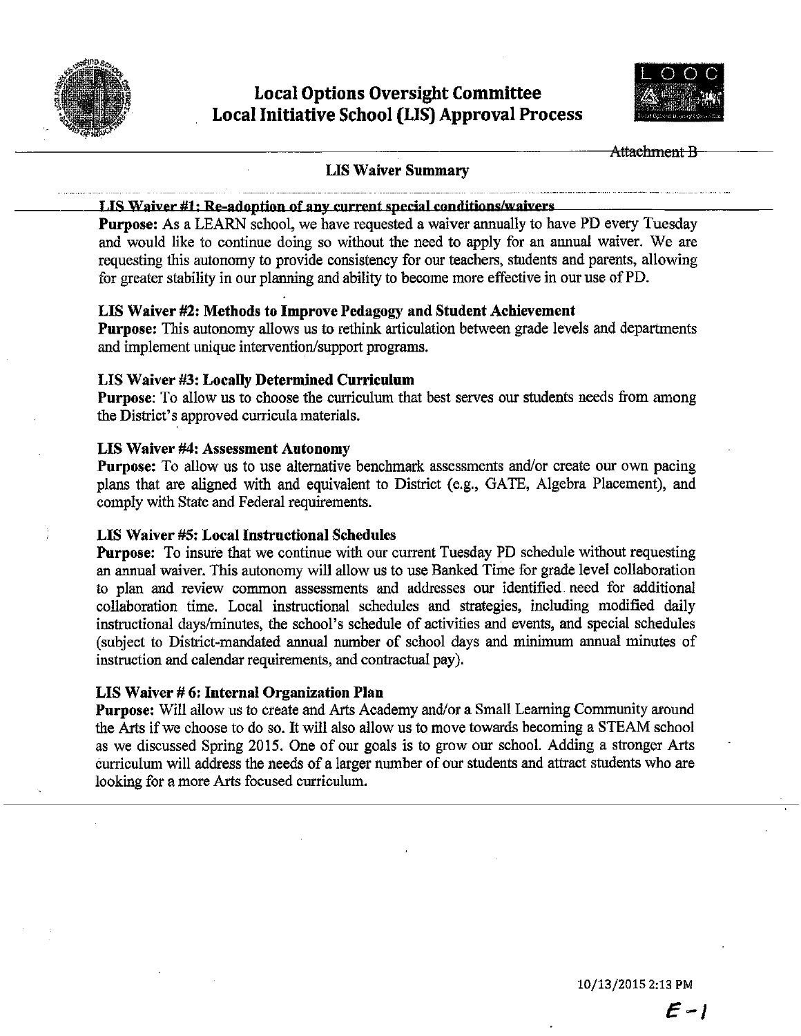# Local Options Oversight Committee
# Local Initiative School (LIS) Approval Process

Attachment B

## LIS Waiver Summary

**LIS Waiver #1: Re-adoption of any current special conditions/waivers**

**Purpose:** As a LEARN school, we have requested a waiver annually to have PD every Tuesday and would like to continue doing so without the need to apply for an annual waiver. We are requesting this autonomy to provide consistency for our teachers, students and parents, allowing for greater stability in our planning and ability to become more effective in our use of PD.

**LIS Waiver #2: Methods to Improve Pedagogy and Student Achievement**

**Purpose:** This autonomy allows us to rethink articulation between grade levels and departments and implement unique intervention/support programs.

**LIS Waiver #3: Locally Determined Curriculum**

**Purpose**: To allow us to choose the curriculum that best serves our students needs from among the District's approved curricula materials.

**LIS Waiver #4: Assessment Autonomy**

**Purpose:** To allow us to use alternative benchmark assessments and/or create our own pacing plans that are aligned with and equivalent to District (e.g., GATE, Algebra Placement), and comply with State and Federal requirements.

**LIS Waiver #5: Local Instructional Schedules**

**Purpose:** To insure that we continue with our current Tuesday PD schedule without requesting an annual waiver. This autonomy will allow us to use Banked Time for grade level collaboration to plan and review common assessments and addresses our identified need for additional collaboration time. Local instructional schedules and strategies, including modified daily instructional days/minutes, the school's schedule of activities and events, and special schedules (subject to District-mandated annual number of school days and minimum annual minutes of instruction and calendar requirements, and contractual pay).

**LIS Waiver # 6: Internal Organization Plan**

**Purpose:** Will allow us to create and Arts Academy and/or a Small Learning Community around the Arts if we choose to do so. It will also allow us to move towards becoming a STEAM school as we discussed Spring 2015. One of our goals is to grow our school. Adding a stronger Arts curriculum will address the needs of a larger number of our students and attract students who are looking for a more Arts focused curriculum.

10/13/2015 2:13 PM

E-1